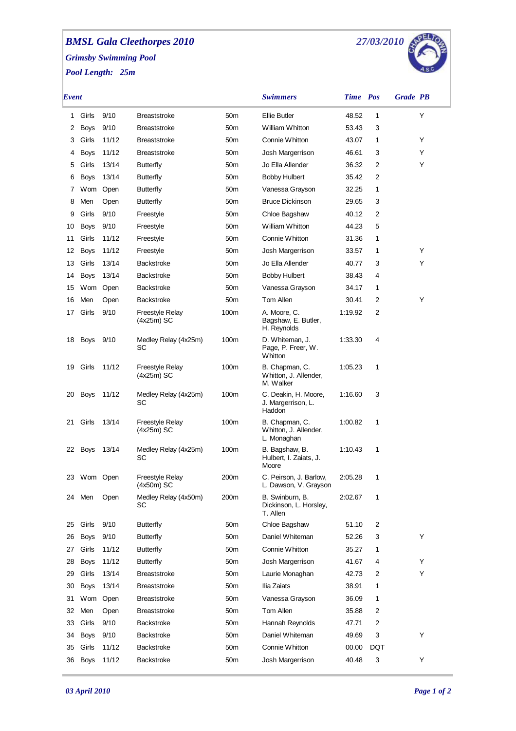# *BMSL Gala Cleethorpes 2010*

*27/03/2010*

***Grimsby Swimming Pool***

***Pool Length: 25m***

| Event | | | | | Swimmers | Time | Pos | Grade | PB |
|---|---|---|---|---|---|---|---|---|---|
| 1 | Girls | 9/10 | Breaststroke | 50m | Ellie Butler | 48.52 | 1 | | Y |
| 2 | Boys | 9/10 | Breaststroke | 50m | William Whitton | 53.43 | 3 | | |
| 3 | Girls | 11/12 | Breaststroke | 50m | Connie Whitton | 43.07 | 1 | | Y |
| 4 | Boys | 11/12 | Breaststroke | 50m | Josh Margerrison | 46.61 | 3 | | Y |
| 5 | Girls | 13/14 | Butterfly | 50m | Jo Ella Allender | 36.32 | 2 | | Y |
| 6 | Boys | 13/14 | Butterfly | 50m | Bobby Hulbert | 35.42 | 2 | | |
| 7 | Wom | Open | Butterfly | 50m | Vanessa Grayson | 32.25 | 1 | | |
| 8 | Men | Open | Butterfly | 50m | Bruce Dickinson | 29.65 | 3 | | |
| 9 | Girls | 9/10 | Freestyle | 50m | Chloe Bagshaw | 40.12 | 2 | | |
| 10 | Boys | 9/10 | Freestyle | 50m | William Whitton | 44.23 | 5 | | |
| 11 | Girls | 11/12 | Freestyle | 50m | Connie Whitton | 31.36 | 1 | | |
| 12 | Boys | 11/12 | Freestyle | 50m | Josh Margerrison | 33.57 | 1 | | Y |
| 13 | Girls | 13/14 | Backstroke | 50m | Jo Ella Allender | 40.77 | 3 | | Y |
| 14 | Boys | 13/14 | Backstroke | 50m | Bobby Hulbert | 38.43 | 4 | | |
| 15 | Wom | Open | Backstroke | 50m | Vanessa Grayson | 34.17 | 1 | | |
| 16 | Men | Open | Backstroke | 50m | Tom Allen | 30.41 | 2 | | Y |
| 17 | Girls | 9/10 | Freestyle Relay (4x25m) SC | 100m | A. Moore, C. Bagshaw, E. Butler, H. Reynolds | 1:19.92 | 2 | | |
| 18 | Boys | 9/10 | Medley Relay (4x25m) SC | 100m | D. Whiteman, J. Page, P. Freer, W. Whitton | 1:33.30 | 4 | | |
| 19 | Girls | 11/12 | Freestyle Relay (4x25m) SC | 100m | B. Chapman, C. Whitton, J. Allender, M. Walker | 1:05.23 | 1 | | |
| 20 | Boys | 11/12 | Medley Relay (4x25m) SC | 100m | C. Deakin, H. Moore, J. Margerrison, L. Haddon | 1:16.60 | 3 | | |
| 21 | Girls | 13/14 | Freestyle Relay (4x25m) SC | 100m | B. Chapman, C. Whitton, J. Allender, L. Monaghan | 1:00.82 | 1 | | |
| 22 | Boys | 13/14 | Medley Relay (4x25m) SC | 100m | B. Bagshaw, B. Hulbert, I. Zaiats, J. Moore | 1:10.43 | 1 | | |
| 23 | Wom | Open | Freestyle Relay (4x50m) SC | 200m | C. Peirson, J. Barlow, L. Dawson, V. Grayson | 2:05.28 | 1 | | |
| 24 | Men | Open | Medley Relay (4x50m) SC | 200m | B. Swinburn, B. Dickinson, L. Horsley, T. Allen | 2:02.67 | 1 | | |
| 25 | Girls | 9/10 | Butterfly | 50m | Chloe Bagshaw | 51.10 | 2 | | |
| 26 | Boys | 9/10 | Butterfly | 50m | Daniel Whiteman | 52.26 | 3 | | Y |
| 27 | Girls | 11/12 | Butterfly | 50m | Connie Whitton | 35.27 | 1 | | |
| 28 | Boys | 11/12 | Butterfly | 50m | Josh Margerrison | 41.67 | 4 | | Y |
| 29 | Girls | 13/14 | Breaststroke | 50m | Laurie Monaghan | 42.73 | 2 | | Y |
| 30 | Boys | 13/14 | Breaststroke | 50m | Ilia Zaiats | 38.91 | 1 | | |
| 31 | Wom | Open | Breaststroke | 50m | Vanessa Grayson | 36.09 | 1 | | |
| 32 | Men | Open | Breaststroke | 50m | Tom Allen | 35.88 | 2 | | |
| 33 | Girls | 9/10 | Backstroke | 50m | Hannah Reynolds | 47.71 | 2 | | |
| 34 | Boys | 9/10 | Backstroke | 50m | Daniel Whiteman | 49.69 | 3 | | Y |
| 35 | Girls | 11/12 | Backstroke | 50m | Connie Whitton | 00.00 | DQT | | |
| 36 | Boys | 11/12 | Backstroke | 50m | Josh Margerrison | 40.48 | 3 | | Y |

*03 April 2010*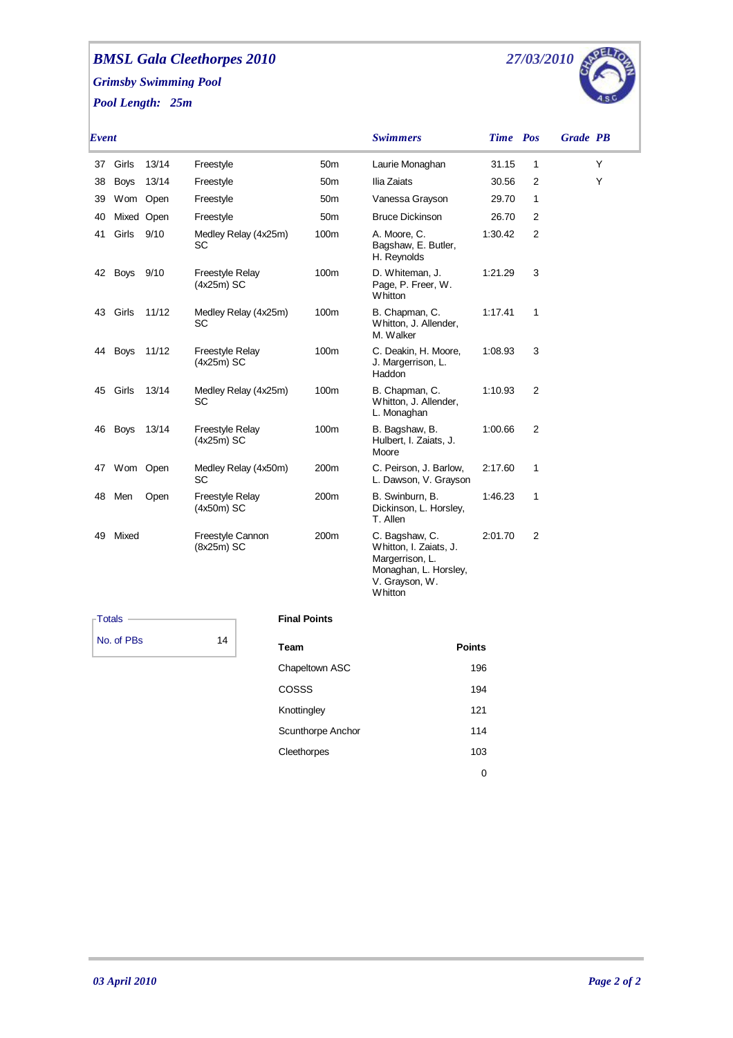# *BMSL Gala Cleethorpes 2010*

*27/03/2010*

### *Grimsby Swimming Pool*

### *Pool Length: 25m*

| Event | | | | | Swimmers | Time | Pos | Grade | PB |
|---|---|---|---|---|---|---|---|---|---|
| 37 | Girls | 13/14 | Freestyle | 50m | Laurie Monaghan | 31.15 | 1 | | Y |
| 38 | Boys | 13/14 | Freestyle | 50m | Ilia Zaiats | 30.56 | 2 | | Y |
| 39 | Wom | Open | Freestyle | 50m | Vanessa Grayson | 29.70 | 1 | | |
| 40 | Mixed | Open | Freestyle | 50m | Bruce Dickinson | 26.70 | 2 | | |
| 41 | Girls | 9/10 | Medley Relay (4x25m) SC | 100m | A. Moore, C. Bagshaw, E. Butler, H. Reynolds | 1:30.42 | 2 | | |
| 42 | Boys | 9/10 | Freestyle Relay (4x25m) SC | 100m | D. Whiteman, J. Page, P. Freer, W. Whitton | 1:21.29 | 3 | | |
| 43 | Girls | 11/12 | Medley Relay (4x25m) SC | 100m | B. Chapman, C. Whitton, J. Allender, M. Walker | 1:17.41 | 1 | | |
| 44 | Boys | 11/12 | Freestyle Relay (4x25m) SC | 100m | C. Deakin, H. Moore, J. Margerrison, L. Haddon | 1:08.93 | 3 | | |
| 45 | Girls | 13/14 | Medley Relay (4x25m) SC | 100m | B. Chapman, C. Whitton, J. Allender, L. Monaghan | 1:10.93 | 2 | | |
| 46 | Boys | 13/14 | Freestyle Relay (4x25m) SC | 100m | B. Bagshaw, B. Hulbert, I. Zaiats, J. Moore | 1:00.66 | 2 | | |
| 47 | Wom | Open | Medley Relay (4x50m) SC | 200m | C. Peirson, J. Barlow, L. Dawson, V. Grayson | 2:17.60 | 1 | | |
| 48 | Men | Open | Freestyle Relay (4x50m) SC | 200m | B. Swinburn, B. Dickinson, L. Horsley, T. Allen | 1:46.23 | 1 | | |
| 49 | Mixed | | Freestyle Cannon (8x25m) SC | 200m | C. Bagshaw, C. Whitton, I. Zaiats, J. Margerrison, L. Monaghan, L. Horsley, V. Grayson, W. Whitton | 2:01.70 | 2 | | |

**Totals**

| | |
|---|---|
| No. of PBs | 14 |

**Final Points**

| Team | Points |
|---|---|
| Chapeltown ASC | 196 |
| COSSS | 194 |
| Knottingley | 121 |
| Scunthorpe Anchor | 114 |
| Cleethorpes | 103 |
| | 0 |

*03 April 2010*